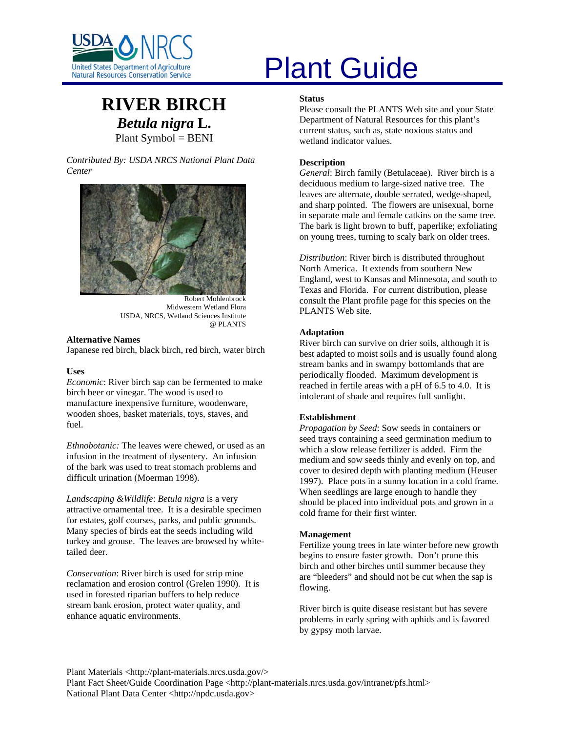# Plant Guide

## RIVER BIRCH

### *Betula nigra* L.

Plant Symbol = BENI

*Contributed By: USDA NRCS National Plant Data Center*

Robert Mohlenbrock
Midwestern Wetland Flora
USDA, NRCS, Wetland Sciences Institute
@ PLANTS

**Alternative Names**

Japanese red birch, black birch, red birch, water birch

**Uses**

*Economic*: River birch sap can be fermented to make birch beer or vinegar. The wood is used to manufacture inexpensive furniture, woodenware, wooden shoes, basket materials, toys, staves, and fuel.

*Ethnobotanic:* The leaves were chewed, or used as an infusion in the treatment of dysentery. An infusion of the bark was used to treat stomach problems and difficult urination (Moerman 1998).

*Landscaping &Wildlife*: *Betula nigra* is a very attractive ornamental tree. It is a desirable specimen for estates, golf courses, parks, and public grounds. Many species of birds eat the seeds including wild turkey and grouse. The leaves are browsed by white-tailed deer.

*Conservation*: River birch is used for strip mine reclamation and erosion control (Grelen 1990). It is used in forested riparian buffers to help reduce stream bank erosion, protect water quality, and enhance aquatic environments.

**Status**

Please consult the PLANTS Web site and your State Department of Natural Resources for this plant's current status, such as, state noxious status and wetland indicator values.

**Description**

*General*: Birch family (Betulaceae). River birch is a deciduous medium to large-sized native tree. The leaves are alternate, double serrated, wedge-shaped, and sharp pointed. The flowers are unisexual, borne in separate male and female catkins on the same tree. The bark is light brown to buff, paperlike; exfoliating on young trees, turning to scaly bark on older trees.

*Distribution*: River birch is distributed throughout North America. It extends from southern New England, west to Kansas and Minnesota, and south to Texas and Florida. For current distribution, please consult the Plant profile page for this species on the PLANTS Web site.

**Adaptation**

River birch can survive on drier soils, although it is best adapted to moist soils and is usually found along stream banks and in swampy bottomlands that are periodically flooded. Maximum development is reached in fertile areas with a pH of 6.5 to 4.0. It is intolerant of shade and requires full sunlight.

**Establishment**

*Propagation by Seed*: Sow seeds in containers or seed trays containing a seed germination medium to which a slow release fertilizer is added. Firm the medium and sow seeds thinly and evenly on top, and cover to desired depth with planting medium (Heuser 1997). Place pots in a sunny location in a cold frame. When seedlings are large enough to handle they should be placed into individual pots and grown in a cold frame for their first winter.

**Management**

Fertilize young trees in late winter before new growth begins to ensure faster growth. Don't prune this birch and other birches until summer because they are "bleeders" and should not be cut when the sap is flowing.

River birch is quite disease resistant but has severe problems in early spring with aphids and is favored by gypsy moth larvae.

Plant Materials <http://plant-materials.nrcs.usda.gov/>
Plant Fact Sheet/Guide Coordination Page <http://plant-materials.nrcs.usda.gov/intranet/pfs.html>
National Plant Data Center <http://npdc.usda.gov>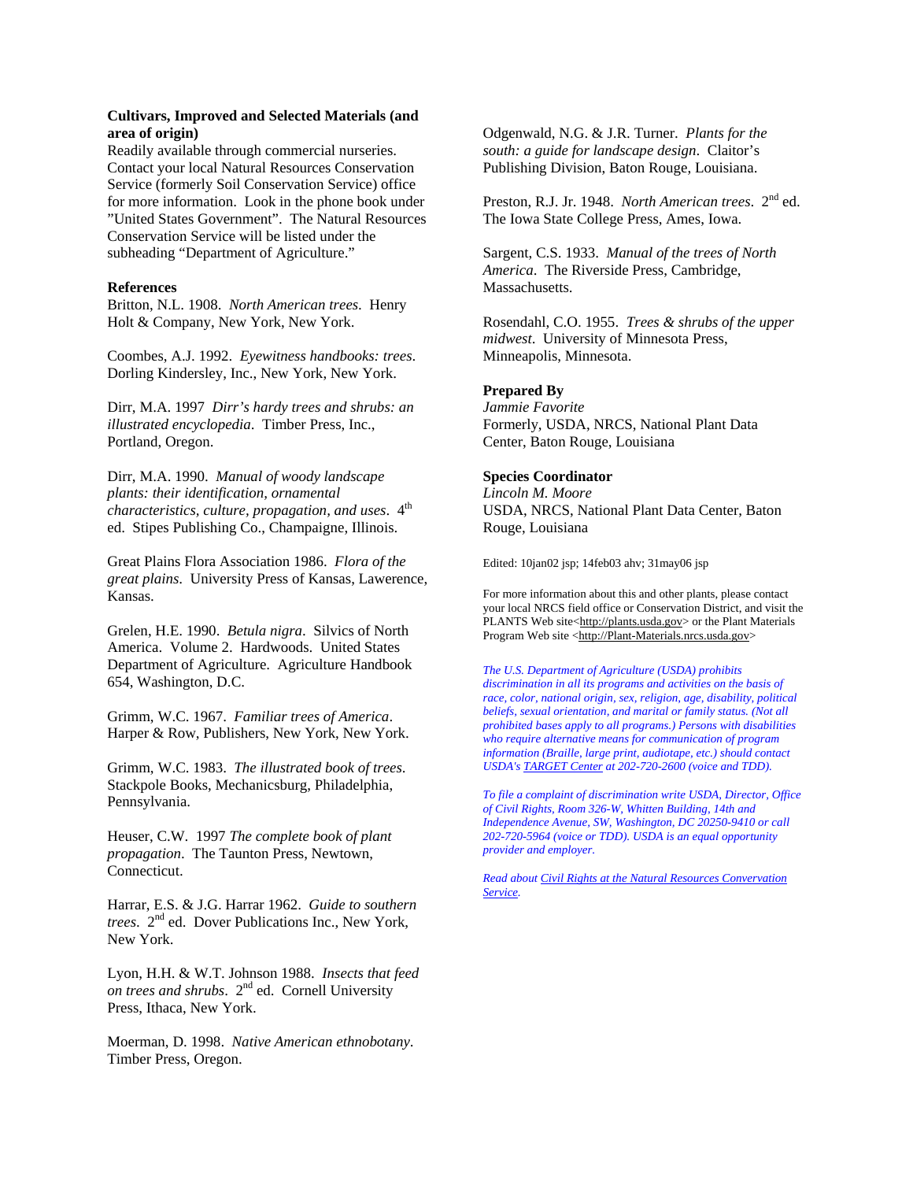**Cultivars, Improved and Selected Materials (and area of origin)**

Readily available through commercial nurseries. Contact your local Natural Resources Conservation Service (formerly Soil Conservation Service) office for more information. Look in the phone book under "United States Government". The Natural Resources Conservation Service will be listed under the subheading "Department of Agriculture."

**References**

Britton, N.L. 1908. *North American trees*. Henry Holt & Company, New York, New York.

Coombes, A.J. 1992. *Eyewitness handbooks: trees*. Dorling Kindersley, Inc., New York, New York.

Dirr, M.A. 1997 *Dirr's hardy trees and shrubs: an illustrated encyclopedia*. Timber Press, Inc., Portland, Oregon.

Dirr, M.A. 1990. *Manual of woody landscape plants: their identification, ornamental characteristics, culture, propagation, and uses*. 4th ed. Stipes Publishing Co., Champaigne, Illinois.

Great Plains Flora Association 1986. *Flora of the great plains*. University Press of Kansas, Lawerence, Kansas.

Grelen, H.E. 1990. *Betula nigra*. Silvics of North America. Volume 2. Hardwoods. United States Department of Agriculture. Agriculture Handbook 654, Washington, D.C.

Grimm, W.C. 1967. *Familiar trees of America*. Harper & Row, Publishers, New York, New York.

Grimm, W.C. 1983. *The illustrated book of trees*. Stackpole Books, Mechanicsburg, Philadelphia, Pennsylvania.

Heuser, C.W. 1997 *The complete book of plant propagation*. The Taunton Press, Newtown, Connecticut.

Harrar, E.S. & J.G. Harrar 1962. *Guide to southern trees*. 2nd ed. Dover Publications Inc., New York, New York.

Lyon, H.H. & W.T. Johnson 1988. *Insects that feed on trees and shrubs*. 2nd ed. Cornell University Press, Ithaca, New York.

Moerman, D. 1998. *Native American ethnobotany*. Timber Press, Oregon.

Odgenwald, N.G. & J.R. Turner. *Plants for the south: a guide for landscape design*. Claitor's Publishing Division, Baton Rouge, Louisiana.

Preston, R.J. Jr. 1948. *North American trees*. 2nd ed. The Iowa State College Press, Ames, Iowa.

Sargent, C.S. 1933. *Manual of the trees of North America*. The Riverside Press, Cambridge, Massachusetts.

Rosendahl, C.O. 1955. *Trees & shrubs of the upper midwest*. University of Minnesota Press, Minneapolis, Minnesota.

**Prepared By**

*Jammie Favorite*

Formerly, USDA, NRCS, National Plant Data Center, Baton Rouge, Louisiana

**Species Coordinator**

*Lincoln M. Moore*

USDA, NRCS, National Plant Data Center, Baton Rouge, Louisiana

Edited: 10jan02 jsp; 14feb03 ahv; 31may06 jsp

For more information about this and other plants, please contact your local NRCS field office or Conservation District, and visit the PLANTS Web site<http://plants.usda.gov> or the Plant Materials Program Web site <http://Plant-Materials.nrcs.usda.gov>

*The U.S. Department of Agriculture (USDA) prohibits discrimination in all its programs and activities on the basis of race, color, national origin, sex, religion, age, disability, political beliefs, sexual orientation, and marital or family status. (Not all prohibited bases apply to all programs.) Persons with disabilities who require alternative means for communication of program information (Braille, large print, audiotape, etc.) should contact USDA's TARGET Center at 202-720-2600 (voice and TDD).*

*To file a complaint of discrimination write USDA, Director, Office of Civil Rights, Room 326-W, Whitten Building, 14th and Independence Avenue, SW, Washington, DC 20250-9410 or call 202-720-5964 (voice or TDD). USDA is an equal opportunity provider and employer.*

*Read about Civil Rights at the Natural Resources Convervation Service.*